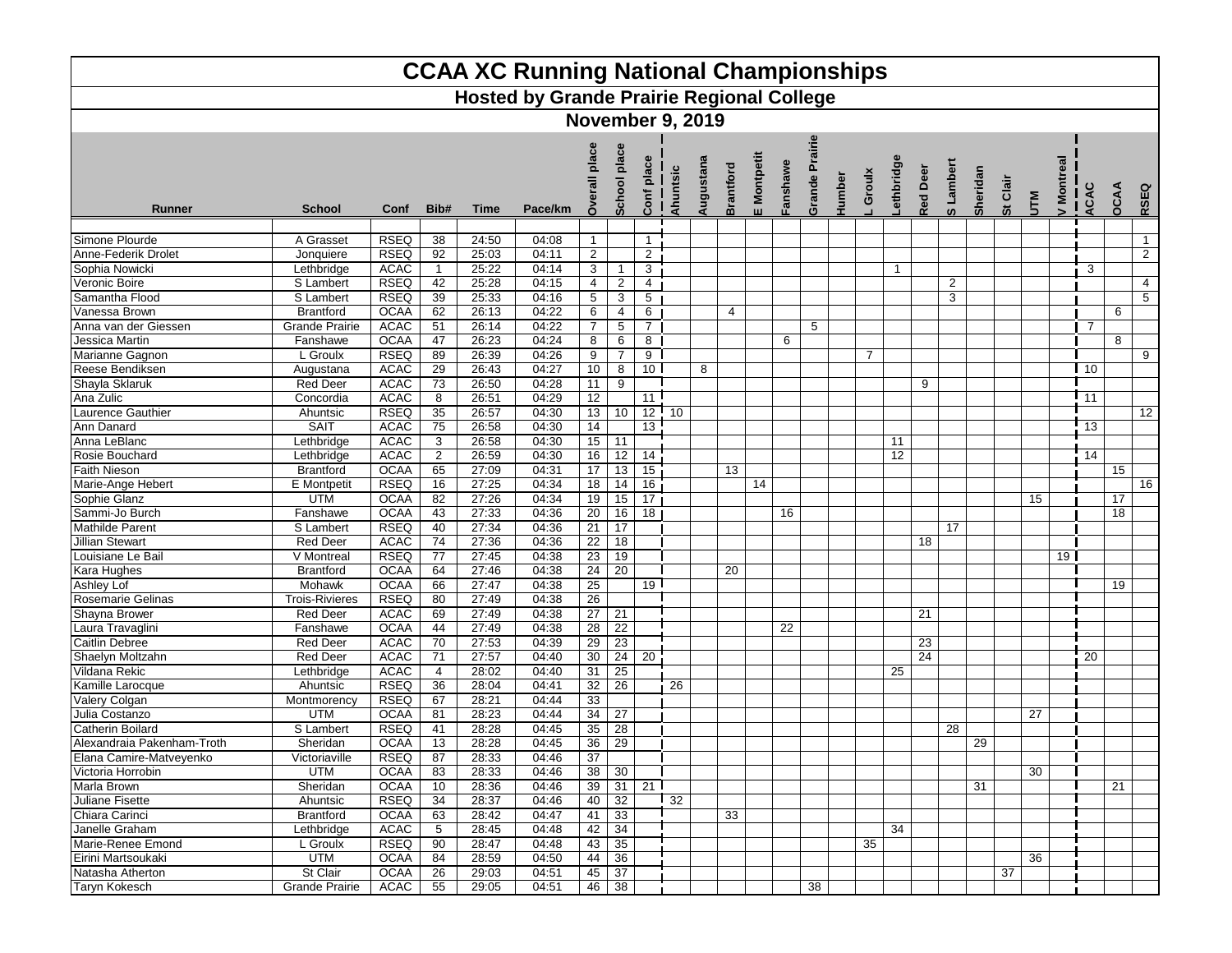# CCAA XC Running National Championships

## Hosted by Grande Prairie Regional College

### November 9, 2019

| Runner | School | Conf | Bib# | Time | Pace/km | Overall place | School place | Conf place | Ahuntsic | Augustana | Brantford | E Montpetit | Fanshawe | Grande Prairie | Humber | L Groulx | Lethbridge | Red Deer | S Lambert | Sheridan | St Clair | UTM | V Montreal | ACAC | OCAA | RSEQ |
|---|---|---|---|---|---|---|---|---|---|---|---|---|---|---|---|---|---|---|---|---|---|---|---|---|---|---|
| Simone Plourde | A Grasset | RSEQ | 38 | 24:50 | 04:08 | 1 | | 1 | | | | | | | | | | | | | | | | | | 1 |
| Anne-Federik Drolet | Jonquiere | RSEQ | 92 | 25:03 | 04:11 | 2 | | 2 | | | | | | | | | | | | | | | | | | 2 |
| Sophia Nowicki | Lethbridge | ACAC | 1 | 25:22 | 04:14 | 3 | 1 | 3 | | | | | | | | | 1 | | | | | | | 3 | | |
| Veronic Boire | S Lambert | RSEQ | 42 | 25:28 | 04:15 | 4 | 2 | 4 | | | | | | | | | | | 2 | | | | | | | 4 |
| Samantha Flood | S Lambert | RSEQ | 39 | 25:33 | 04:16 | 5 | 3 | 5 | | | | | | | | | | | 3 | | | | | | | 5 |
| Vanessa Brown | Brantford | OCAA | 62 | 26:13 | 04:22 | 6 | 4 | 6 | | | 4 | | | | | | | | | | | | | | 6 | |
| Anna van der Giessen | Grande Prairie | ACAC | 51 | 26:14 | 04:22 | 7 | 5 | 7 | | | | | | 5 | | | | | | | | | | 7 | | |
| Jessica Martin | Fanshawe | OCAA | 47 | 26:23 | 04:24 | 8 | 6 | 8 | | | | | 6 | | | | | | | | | | | | 8 | |
| Marianne Gagnon | L Groulx | RSEQ | 89 | 26:39 | 04:26 | 9 | 7 | 9 | | | | | | | | 7 | | | | | | | | | | 9 |
| Reese Bendiksen | Augustana | ACAC | 29 | 26:43 | 04:27 | 10 | 8 | 10 | | 8 | | | | | | | | | | | | | | 10 | | |
| Shayla Sklaruk | Red Deer | ACAC | 73 | 26:50 | 04:28 | 11 | 9 | | | | | | | | | | | 9 | | | | | | | | |
| Ana Zulic | Concordia | ACAC | 8 | 26:51 | 04:29 | 12 | | 11 | | | | | | | | | | | | | | | | 11 | | |
| Laurence Gauthier | Ahuntsic | RSEQ | 35 | 26:57 | 04:30 | 13 | 10 | 12 | 10 | | | | | | | | | | | | | | | | | 12 |
| Ann Danard | SAIT | ACAC | 75 | 26:58 | 04:30 | 14 | | 13 | | | | | | | | | | | | | | | | 13 | | |
| Anna LeBlanc | Lethbridge | ACAC | 3 | 26:58 | 04:30 | 15 | 11 | | | | | | | | | | 11 | | | | | | | | | |
| Rosie Bouchard | Lethbridge | ACAC | 2 | 26:59 | 04:30 | 16 | 12 | 14 | | | | | | | | | 12 | | | | | | | 14 | | |
| Faith Nieson | Brantford | OCAA | 65 | 27:09 | 04:31 | 17 | 13 | 15 | | | 13 | | | | | | | | | | | | | | 15 | |
| Marie-Ange Hebert | E Montpetit | RSEQ | 16 | 27:25 | 04:34 | 18 | 14 | 16 | | | | 14 | | | | | | | | | | | | | | 16 |
| Sophie Glanz | UTM | OCAA | 82 | 27:26 | 04:34 | 19 | 15 | 17 | | | | | | | | | | | | | | 15 | | | 17 | |
| Sammi-Jo Burch | Fanshawe | OCAA | 43 | 27:33 | 04:36 | 20 | 16 | 18 | | | | | 16 | | | | | | | | | | | | 18 | |
| Mathilde Parent | S Lambert | RSEQ | 40 | 27:34 | 04:36 | 21 | 17 | | | | | | | | | | | | 17 | | | | | | | |
| Jillian Stewart | Red Deer | ACAC | 74 | 27:36 | 04:36 | 22 | 18 | | | | | | | | | | | 18 | | | | | | | | |
| Louisiane Le Bail | V Montreal | RSEQ | 77 | 27:45 | 04:38 | 23 | 19 | | | | | | | | | | | | | | | | 19 | | | |
| Kara Hughes | Brantford | OCAA | 64 | 27:46 | 04:38 | 24 | 20 | | | | 20 | | | | | | | | | | | | | | | |
| Ashley Lof | Mohawk | OCAA | 66 | 27:47 | 04:38 | 25 | | 19 | | | | | | | | | | | | | | | | | 19 | |
| Rosemarie Gelinas | Trois-Rivieres | RSEQ | 80 | 27:49 | 04:38 | 26 | | | | | | | | | | | | | | | | | | | | |
| Shayna Brower | Red Deer | ACAC | 69 | 27:49 | 04:38 | 27 | 21 | | | | | | | | | | | 21 | | | | | | | | |
| Laura Travaglini | Fanshawe | OCAA | 44 | 27:49 | 04:38 | 28 | 22 | | | | | | 22 | | | | | | | | | | | | | |
| Caitlin Debree | Red Deer | ACAC | 70 | 27:53 | 04:39 | 29 | 23 | | | | | | | | | | | 23 | | | | | | | | |
| Shaelyn Moltzahn | Red Deer | ACAC | 71 | 27:57 | 04:40 | 30 | 24 | 20 | | | | | | | | | | 24 | | | | | | 20 | | |
| Vildana Rekic | Lethbridge | ACAC | 4 | 28:02 | 04:40 | 31 | 25 | | | | | | | | | | 25 | | | | | | | | | |
| Kamille Larocque | Ahuntsic | RSEQ | 36 | 28:04 | 04:41 | 32 | 26 | | 26 | | | | | | | | | | | | | | | | | |
| Valery Colgan | Montmorency | RSEQ | 67 | 28:21 | 04:44 | 33 | | | | | | | | | | | | | | | | | | | | |
| Julia Costanzo | UTM | OCAA | 81 | 28:23 | 04:44 | 34 | 27 | | | | | | | | | | | | | | | 27 | | | | |
| Catherin Boilard | S Lambert | RSEQ | 41 | 28:28 | 04:45 | 35 | 28 | | | | | | | | | | | | 28 | | | | | | | |
| Alexandraia Pakenham-Troth | Sheridan | OCAA | 13 | 28:28 | 04:45 | 36 | 29 | | | | | | | | | | | | | 29 | | | | | | |
| Elana Camire-Matveyenko | Victoriaville | RSEQ | 87 | 28:33 | 04:46 | 37 | | | | | | | | | | | | | | | | | | | | |
| Victoria Horrobin | UTM | OCAA | 83 | 28:33 | 04:46 | 38 | 30 | | | | | | | | | | | | | | | 30 | | | | |
| Marla Brown | Sheridan | OCAA | 10 | 28:36 | 04:46 | 39 | 31 | 21 | | | | | | | | | | | | 31 | | | | | 21 | |
| Juliane Fisette | Ahuntsic | RSEQ | 34 | 28:37 | 04:46 | 40 | 32 | | 32 | | | | | | | | | | | | | | | | | |
| Chiara Carinci | Brantford | OCAA | 63 | 28:42 | 04:47 | 41 | 33 | | | | 33 | | | | | | | | | | | | | | | |
| Janelle Graham | Lethbridge | ACAC | 5 | 28:45 | 04:48 | 42 | 34 | | | | | | | | | | 34 | | | | | | | | | |
| Marie-Renee Emond | L Groulx | RSEQ | 90 | 28:47 | 04:48 | 43 | 35 | | | | | | | | | 35 | | | | | | | | | | |
| Eirini Martsoukaki | UTM | OCAA | 84 | 28:59 | 04:50 | 44 | 36 | | | | | | | | | | | | | | | 36 | | | | |
| Natasha Atherton | St Clair | OCAA | 26 | 29:03 | 04:51 | 45 | 37 | | | | | | | | | | | | | | 37 | | | | | |
| Taryn Kokesch | Grande Prairie | ACAC | 55 | 29:05 | 04:51 | 46 | 38 | | | | | | | 38 | | | | | | | | | | | | |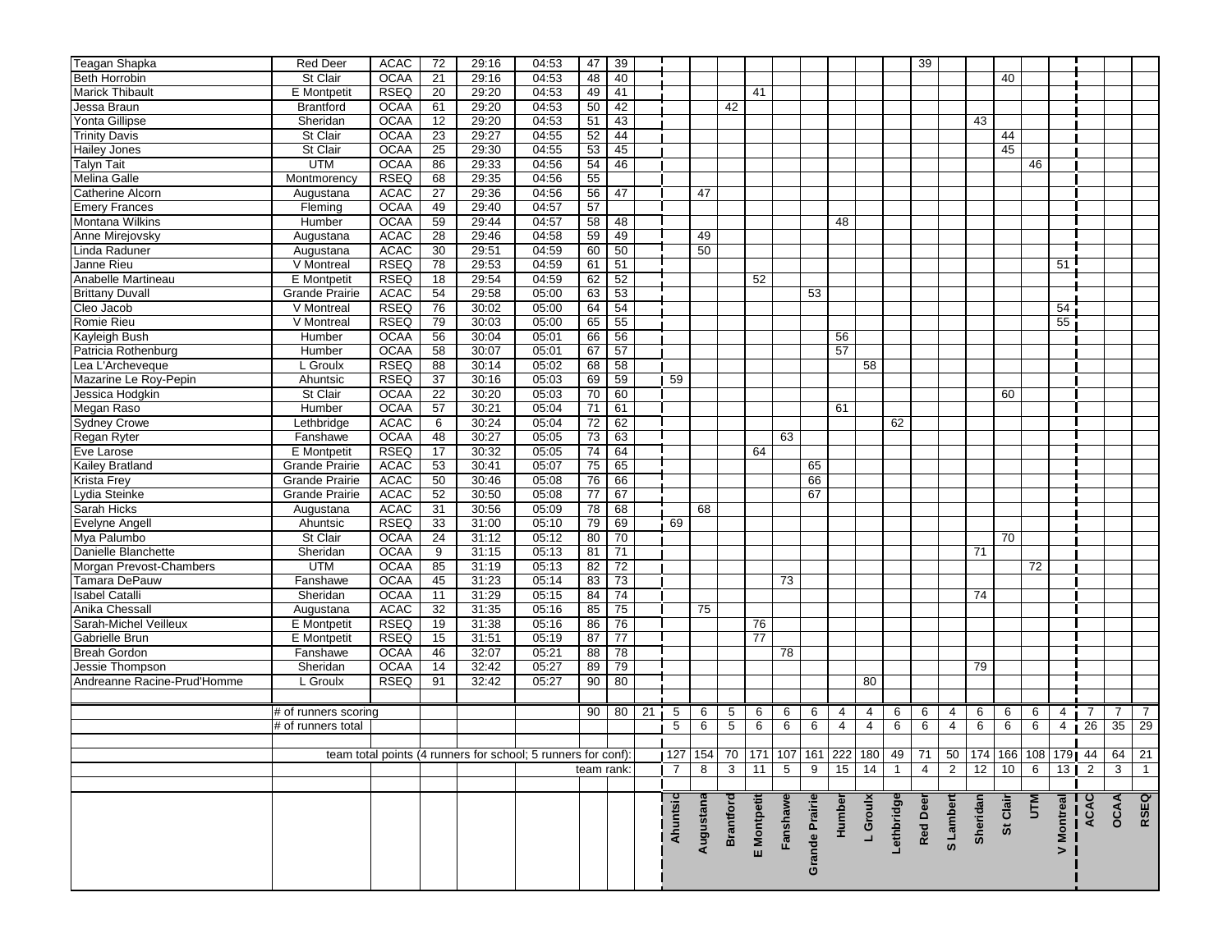| | | | | | | | | | | | | | | | | | | | | | | | | | | |
|---|---|---|---|---|---|---|---|---|---|---|---|---|---|---|---|---|---|---|---|---|---|---|---|---|---|---|
| Teagan Shapka | Red Deer | ACAC | 72 | 29:16 | 04:53 | 47 | 39 | | | | | | | | | | | 39 | | | | | | | | |
| Beth Horrobin | St Clair | OCAA | 21 | 29:16 | 04:53 | 48 | 40 | | | | | | | | | | | | | | 40 | | | | | |
| Marick Thibault | E Montpetit | RSEQ | 20 | 29:20 | 04:53 | 49 | 41 | | | | | 41 | | | | | | | | | | | | | | |
| Jessa Braun | Brantford | OCAA | 61 | 29:20 | 04:53 | 50 | 42 | | | | 42 | | | | | | | | | | | | | | | |
| Yonta Gillipse | Sheridan | OCAA | 12 | 29:20 | 04:53 | 51 | 43 | | | | | | | | | | | | | 43 | | | | | | |
| Trinity Davis | St Clair | OCAA | 23 | 29:27 | 04:55 | 52 | 44 | | | | | | | | | | | | | | 44 | | | | | |
| Hailey Jones | St Clair | OCAA | 25 | 29:30 | 04:55 | 53 | 45 | | | | | | | | | | | | | | 45 | | | | | |
| Talyn Tait | UTM | OCAA | 86 | 29:33 | 04:56 | 54 | 46 | | | | | | | | | | | | | | | 46 | | | | |
| Melina Galle | Montmorency | RSEQ | 68 | 29:35 | 04:56 | 55 | | | | | | | | | | | | | | | | | | | | |
| Catherine Alcorn | Augustana | ACAC | 27 | 29:36 | 04:56 | 56 | 47 | | | 47 | | | | | | | | | | | | | | | | |
| Emery Frances | Fleming | OCAA | 49 | 29:40 | 04:57 | 57 | | | | | | | | | | | | | | | | | | | | |
| Montana Wilkins | Humber | OCAA | 59 | 29:44 | 04:57 | 58 | 48 | | | | | | | | 48 | | | | | | | | | | | |
| Anne Mirejovsky | Augustana | ACAC | 28 | 29:46 | 04:58 | 59 | 49 | | | 49 | | | | | | | | | | | | | | | | |
| Linda Raduner | Augustana | ACAC | 30 | 29:51 | 04:59 | 60 | 50 | | | 50 | | | | | | | | | | | | | | | | |
| Janne Rieu | V Montreal | RSEQ | 78 | 29:53 | 04:59 | 61 | 51 | | | | | | | | | | | | | | | | 51 | | | |
| Anabelle Martineau | E Montpetit | RSEQ | 18 | 29:54 | 04:59 | 62 | 52 | | | | | 52 | | | | | | | | | | | | | | |
| Brittany Duvall | Grande Prairie | ACAC | 54 | 29:58 | 05:00 | 63 | 53 | | | | | | | 53 | | | | | | | | | | | | |
| Cleo Jacob | V Montreal | RSEQ | 76 | 30:02 | 05:00 | 64 | 54 | | | | | | | | | | | | | | | | 54 | | | |
| Romie Rieu | V Montreal | RSEQ | 79 | 30:03 | 05:00 | 65 | 55 | | | | | | | | | | | | | | | | 55 | | | |
| Kayleigh Bush | Humber | OCAA | 56 | 30:04 | 05:01 | 66 | 56 | | | | | | | | 56 | | | | | | | | | | | |
| Patricia Rothenburg | Humber | OCAA | 58 | 30:07 | 05:01 | 67 | 57 | | | | | | | | 57 | | | | | | | | | | | |
| Lea L'Archeveque | L Groulx | RSEQ | 88 | 30:14 | 05:02 | 68 | 58 | | | | | | | | | 58 | | | | | | | | | | |
| Mazarine Le Roy-Pepin | Ahuntsic | RSEQ | 37 | 30:16 | 05:03 | 69 | 59 | | 59 | | | | | | | | | | | | | | | | | |
| Jessica Hodgkin | St Clair | OCAA | 22 | 30:20 | 05:03 | 70 | 60 | | | | | | | | | | | | | | 60 | | | | | |
| Megan Raso | Humber | OCAA | 57 | 30:21 | 05:04 | 71 | 61 | | | | | | | | 61 | | | | | | | | | | | |
| Sydney Crowe | Lethbridge | ACAC | 6 | 30:24 | 05:04 | 72 | 62 | | | | | | | | | | 62 | | | | | | | | | |
| Regan Ryter | Fanshawe | OCAA | 48 | 30:27 | 05:05 | 73 | 63 | | | | | | 63 | | | | | | | | | | | | | |
| Eve Larose | E Montpetit | RSEQ | 17 | 30:32 | 05:05 | 74 | 64 | | | | | 64 | | | | | | | | | | | | | | |
| Kailey Bratland | Grande Prairie | ACAC | 53 | 30:41 | 05:07 | 75 | 65 | | | | | | | 65 | | | | | | | | | | | | |
| Krista Frey | Grande Prairie | ACAC | 50 | 30:46 | 05:08 | 76 | 66 | | | | | | | 66 | | | | | | | | | | | | |
| Lydia Steinke | Grande Prairie | ACAC | 52 | 30:50 | 05:08 | 77 | 67 | | | | | | | 67 | | | | | | | | | | | | |
| Sarah Hicks | Augustana | ACAC | 31 | 30:56 | 05:09 | 78 | 68 | | | 68 | | | | | | | | | | | | | | | | |
| Evelyne Angell | Ahuntsic | RSEQ | 33 | 31:00 | 05:10 | 79 | 69 | | 69 | | | | | | | | | | | | | | | | | |
| Mya Palumbo | St Clair | OCAA | 24 | 31:12 | 05:12 | 80 | 70 | | | | | | | | | | | | | | 70 | | | | | |
| Danielle Blanchette | Sheridan | OCAA | 9 | 31:15 | 05:13 | 81 | 71 | | | | | | | | | | | | | 71 | | | | | | |
| Morgan Prevost-Chambers | UTM | OCAA | 85 | 31:19 | 05:13 | 82 | 72 | | | | | | | | | | | | | | | 72 | | | | |
| Tamara DePauw | Fanshawe | OCAA | 45 | 31:23 | 05:14 | 83 | 73 | | | | | | 73 | | | | | | | | | | | | | |
| Isabel Catalli | Sheridan | OCAA | 11 | 31:29 | 05:15 | 84 | 74 | | | | | | | | | | | | | 74 | | | | | | |
| Anika Chessall | Augustana | ACAC | 32 | 31:35 | 05:16 | 85 | 75 | | | 75 | | | | | | | | | | | | | | | | |
| Sarah-Michel Veilleux | E Montpetit | RSEQ | 19 | 31:38 | 05:16 | 86 | 76 | | | | | 76 | | | | | | | | | | | | | | |
| Gabrielle Brun | E Montpetit | RSEQ | 15 | 31:51 | 05:19 | 87 | 77 | | | | | 77 | | | | | | | | | | | | | | |
| Breah Gordon | Fanshawe | OCAA | 46 | 32:07 | 05:21 | 88 | 78 | | | | | | 78 | | | | | | | | | | | | | |
| Jessie Thompson | Sheridan | OCAA | 14 | 32:42 | 05:27 | 89 | 79 | | | | | | | | | | | | | 79 | | | | | | |
| Andreanne Racine-Prud'Homme | L Groulx | RSEQ | 91 | 32:42 | 05:27 | 90 | 80 | | | | | | | | | 80 | | | | | | | | | | |
| | | | | | | | | | | | | | | | | | | | | | | | | | | |
| | # of runners scoring | | | | | 90 | 80 | 21 | 5 | 6 | 5 | 6 | 6 | 6 | 4 | 4 | 6 | 6 | 4 | 6 | 6 | 6 | 4 | 7 | 7 | 7 |
| | # of runners total | | | | | | | | 5 | 6 | 5 | 6 | 6 | 6 | 4 | 4 | 6 | 6 | 4 | 6 | 6 | 6 | 4 | 26 | 35 | 29 |
| | | | | | | | | | | | | | | | | | | | | | | | | | | |
| | team total points (4 runners for school; 5 runners for conf): | | | | | | | | 127 | 154 | 70 | 171 | 107 | 161 | 222 | 180 | 49 | 71 | 50 | 174 | 166 | 108 | 179 | 44 | 64 | 21 |
| | | | | | | team rank: | | | 7 | 8 | 3 | 11 | 5 | 9 | 15 | 14 | 1 | 4 | 2 | 12 | 10 | 6 | 13 | 2 | 3 | 1 |
| | | | | | | | | | | | | | | | | | | | | | | | | | | |
| | | | | | | | | | Ahuntsic | Augustana | Brantford | E Montpetit | Fanshawe | Grande Prairie | Humber | L Groulx | Lethbridge | Red Deer | S Lambert | Sheridan | St Clair | UTM | V Montreal | ACAC | OCAA | RSEQ |